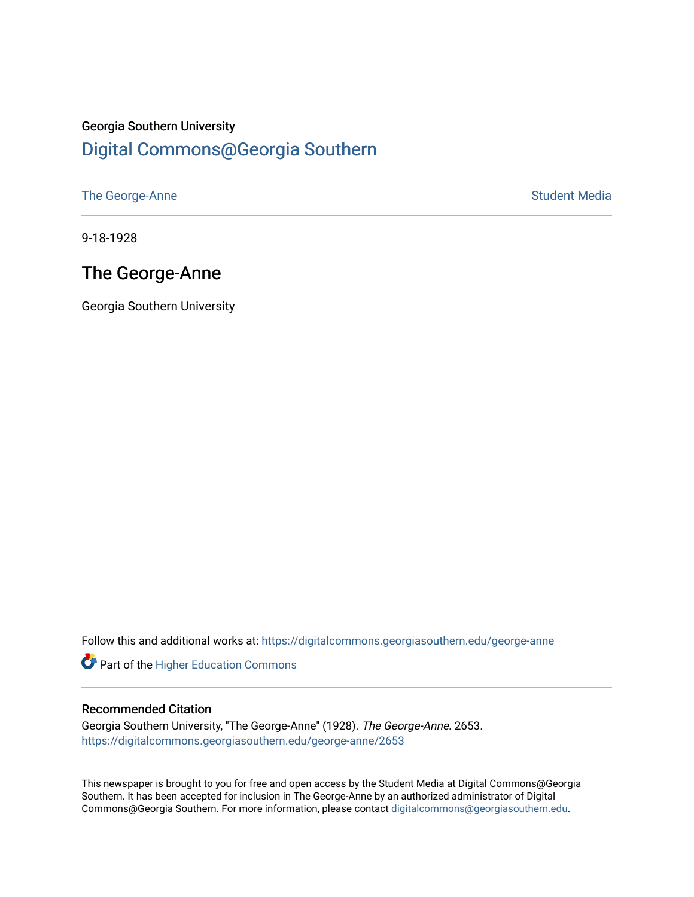Georgia Southern University

# Digital Commons@Georgia Southern

The George-Anne | Student Media

9-18-1928

## The George-Anne

Georgia Southern University

Follow this and additional works at: https://digitalcommons.georgiasouthern.edu/george-anne

Part of the Higher Education Commons

### Recommended Citation

Georgia Southern University, "The George-Anne" (1928). *The George-Anne*. 2653.
https://digitalcommons.georgiasouthern.edu/george-anne/2653

This newspaper is brought to you for free and open access by the Student Media at Digital Commons@Georgia Southern. It has been accepted for inclusion in The George-Anne by an authorized administrator of Digital Commons@Georgia Southern. For more information, please contact digitalcommons@georgiasouthern.edu.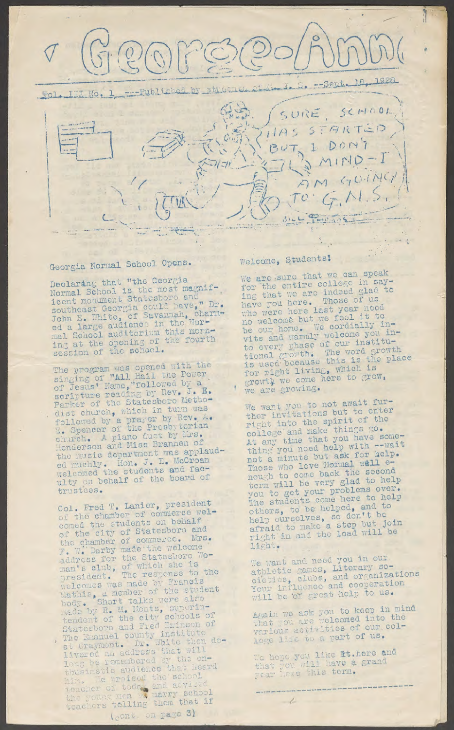# George-Anne

Vol. III No. 1 ---Published by students of G. N. S. --Sept. 18, 1928

SURE, SCHOOL HAS STARTED BUT I DON'T MIND–I AM GOING TO G.N.S.

## Georgia Normal School Opens.

Declaring that "the Georgia Normal School is the most magnificent monument Statesboro and southeast Georgia could have," Dr. John E. White, of Savannah, charmed a large audience in the Normal School auditorium this morning at the opening of the fourth session of the school.

The program was opened with the singing of "All Hail the Power of Jesus' Name,"followed by a scripture reading by Rev. J. E. Parker of the Statesboro Methodist church, which in turn was followed by a prayer by Rev. A. E. Spencer of the Presbyterian church. A piano duet by Mrs. Henderson and Miss Brannen of the music department was applauded muchly. Hon. J. E. McCroan welcomed the students and faculty on behalf of the board of trustees.

Col. Fred T. Lanier, president of the chamber of commerce welcomed the students on behalf of the city of Statesboro and the chamber of commerce. Mrs. F. W. Darby made the welcome address for the Statesboro Woman's club, of which she is president. The response to the welcomes was made by Francis Mathis, a member of the student body. Short talks were also made by R. M. Monts, superintendent of the city schools of Statesboro and Fred Brinson of The Emanuel county institute at Graymont. Dr. White then delivered an address that will long be remembered by the enthusiastic audience that heard him. He praised the school teacher of today and advised the young men to marry school teachers telling them that if

(cont. on page 3)

## Welcome, Students!

We are sure that we can speak for the entire college in saying that we are indeed glad to have you here. Those of us who were here last year need no welcome but we feel it to be our home. We cordially invite and warmly welcome you into every phase of our institutional growth. The word growth is used because this is the place for right living, which is growth we come here to grow, we are growing.

We want you to not await further invitations but to enter right into the spirit of the college and make things go. At any time that you have something you need help with --wait not a minute but ask for help. Those who love Normal well enough to come back the second term will be very glad to help you to get your problems over. The students come here to help others, to be helped, and to help ourselves, so don't be afraid to make a step but join right in and the load will be light.

We want and need you in our athletic games, Literary societies, clubs, and organizations Your influence and cooperation will be of great help to us.

Again we ask you to keep in mind that you are welcomed into the various activities of our college life to a part of us.

We hope you like it here and that you will have a grand year here this term.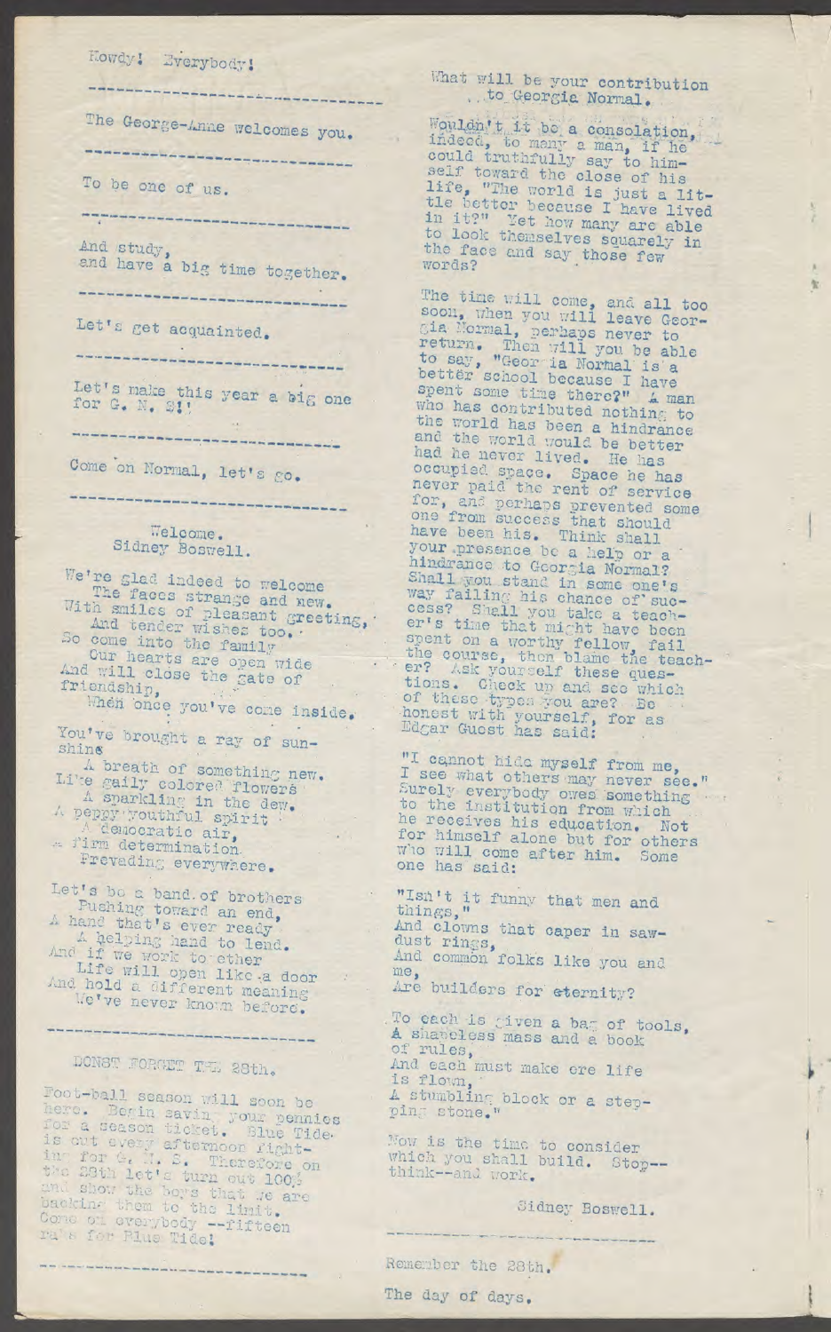Howdy! Everybody!

---

The George-Anne welcomes you.

---

To be one of us.

---

And study,
and have a big time together.

---

Let's get acquainted.

---

Let's make this year a big one for G. N. S!!

---

Come on Normal, let's go.

---

Welcome.
Sidney Boswell.

We're glad indeed to welcome
The faces strange and new.
With smiles of pleasant greeting,
And tender wishes too.
So come into the family
Our hearts are open wide
And will close the gate of friendship,
When once you've come inside.

You've brought a ray of sunshine
A breath of something new.
Like gaily colored flowers
A sparkling in the dew.
A peppy youthful spirit
A democratic air,
A firm determination
Prevading everywhere.

Let's be a band of brothers
Pushing toward an end,
A hand that's ever ready
A helping hand to lend.
And if we work together
Life will open like a door
And hold a different meaning
We've never known before.

---

DON'T FORGET THE 28th.

Foot-ball season will soon be here. Begin saving your pennies for a season ticket. Blue Tide is out every afternoon fighting for G. N. S. Therefore on the 28th let's turn out 100% and show the boys that we are backing them to the limit. Come on everybody --fifteen rahs for Blue Tide!

---

What will be your contribution to Georgia Normal.

Wouldn't it be a consolation, indeed, to many a man, if he could truthfully say to himself toward the close of his life, "The world is just a little better because I have lived in it?" Yet how many are able to look themselves squarely in the face and say those few words?

The time will come, and all too soon, when you will leave Georgia Normal, perhaps never to return. Then will you be able to say, "Georgia Normal is a better school because I have spent some time there?" A man who has contributed nothing to the world has been a hindrance and the world would be better had he never lived. He has occupied space. Space he has never paid the rent of service for, and perhaps prevented some one from success that should have been his. Think shall your presence be a help or a hindrance to Georgia Normal? Shall you stand in some one's way failing his chance of success? Shall you take a teacher's time that might have been spent on a worthy fellow, fail the course, then blame the teacher? Ask yourself these questions. Check up and see which of these types you are? Be honest with yourself, for as Edgar Guest has said:

"I cannot hide myself from me,
I see what others may never see."
Surely everybody owes something to the institution from which he receives his education. Not for himself alone but for others who will come after him. Some one has said:

"Isn't it funny that men and things,"
And clowns that caper in saw-dust rings,
And common folks like you and me,
Are builders for eternity?

To each is given a bag of tools,
A shapeless mass and a book of rules,
And each must make ere life is flown,
A stumbling block or a stepping stone."

Now is the time to consider which you shall build. Stop--think--and work.

Sidney Boswell.

---

Remember the 28th.

The day of days.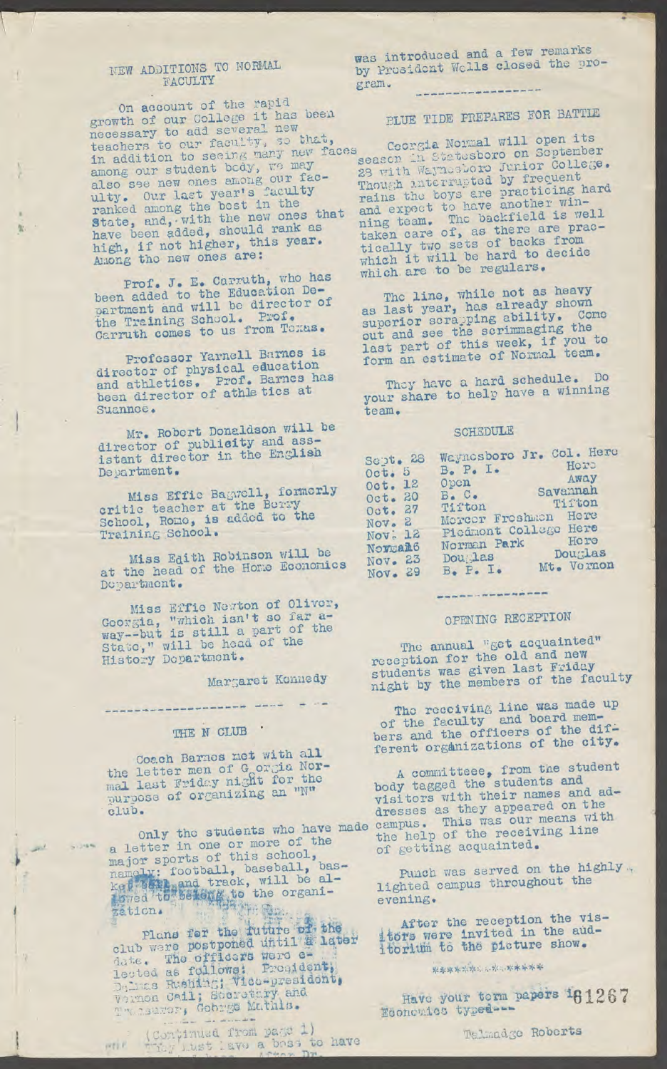## NEW ADDITIONS TO NORMAL FACULTY

On account of the rapid growth of our College it has been necessary to add several new teachers to our faculty, so that, in addition to seeing many new faces among our student body, we may also see new ones among our faculty. Our last year's faculty ranked among the best in the State, and, with the new ones that have been added, should rank as high, if not higher, this year. Among the new ones are:

Prof. J. E. Carruth, who has been added to the Education Department and will be director of the Training School. Prof. Carruth comes to us from Texas.

Professor Yarnell Barnes is director of physical education and athletics. Prof. Barnes has been director of athletics at Suannee.

Mr. Robert Donaldson will be director of publicity and assistant director in the English Department.

Miss Effie Bagwell, formerly critic teacher at the Berry School, Rome, is added to the Training School.

Miss Edith Robinson will be at the head of the Home Economics Department.

Miss Effie Newton of Oliver, Georgia, "which isn't so far away--but is still a part of the State," will be head of the History Department.

Margaret Kennedy

---

## THE N CLUB

Coach Barnes met with all the letter men of Georgia Normal last Friday night for the purpose of organizing an "N" club.

Only the students who have made a letter in one or more of the major sports of this school, namely: football, baseball, basket ball, and track, will be allowed to belong to the organization.

Plans for the future of the club were postponed until a later date. The officers were elected as follows: President, Delmas Rushing; Vice-president, Vernon Cail; Secretary and Treasurer, George Mathis.

(Continued from page 1)
They must have a boss to have

was introduced and a few remarks by President Wells closed the program.

---

## BLUE TIDE PREPARES FOR BATTLE

Georgia Normal will open its season in Statesboro on September 28 with Waynesboro Junior College. Though interrupted by frequent rains the boys are practicing hard and expect to have another winning team. The backfield is well taken care of, as there are practically two sets of backs from which it will be hard to decide which are to be regulars.

The line, while not as heavy as last year, has already shown superior scrapping ability. Come out and see the scrimmaging the last part of this week, if you to form an estimate of Normal team.

They have a hard schedule. Do your share to help have a winning team.

### SCHEDULE

| | | |
|---|---|---|
| Sept. 28 | Waynesboro Jr. Col. | Here |
| Oct. 5 | B. P. I. | Here |
| Oct. 12 | Open | Away |
| Oct. 20 | B. C. | Savannah |
| Oct. 27 | Tifton | Tifton |
| Nov. 2 | Mercer Freshmen | Here |
| Nov. 12 | Piedmont College | Here |
| Nov. 16 | Norman Park | Here |
| Nov. 23 | Douglas | Douglas |
| Nov. 29 | B. P. I. | Mt. Vernon |

---

## OPENING RECEPTION

The annual "get acquainted" reception for the old and new students was given last Friday night by the members of the faculty.

The receiving line was made up of the faculty and board members and the officers of the different organizations of the city.

A committeee, from the student body tagged the students and visitors with their names and addresses as they appeared on the campus. This was our means with the help of the receiving line of getting acquainted.

Punch was served on the highly lighted campus throughout the evening.

After the reception the visitors were invited in the auditorium to the picture show.

*************

Have your term papers in Economics typed---

Talmadge Roberts